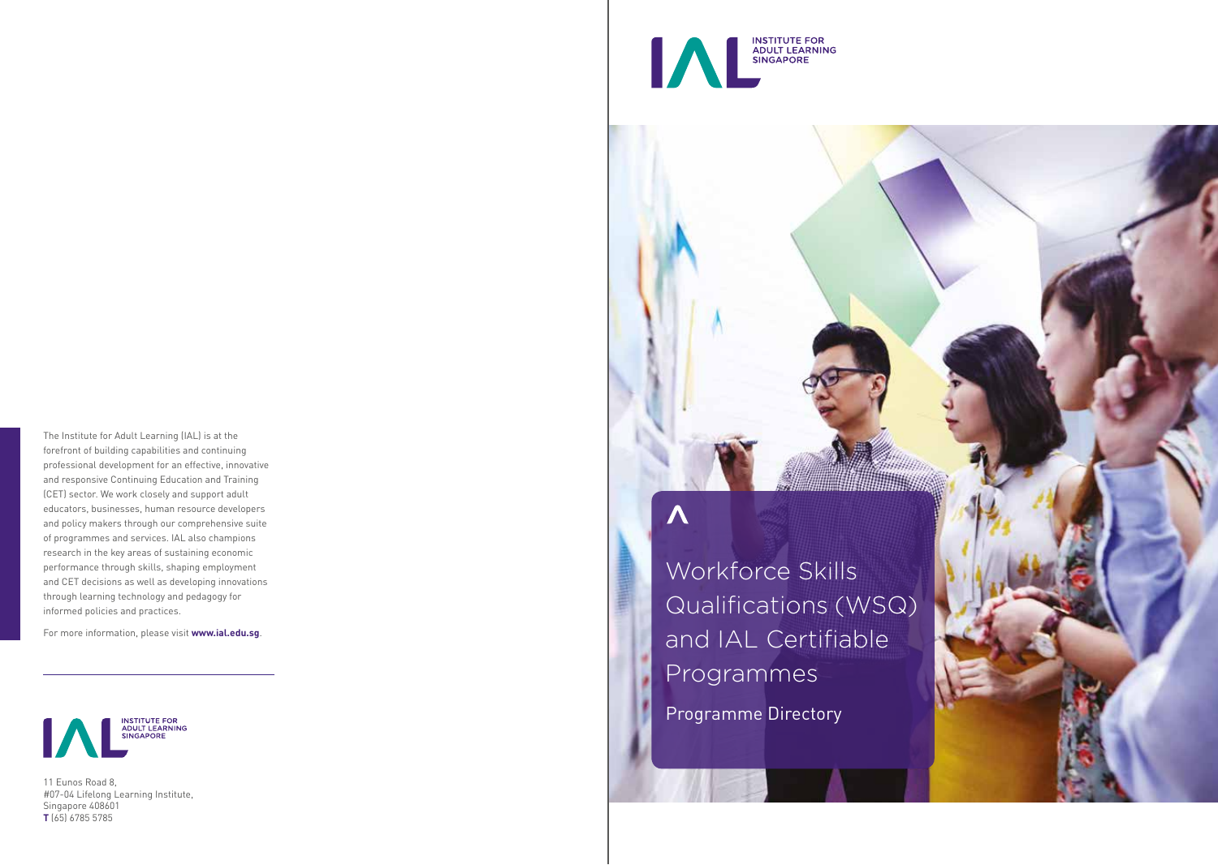The Institute for Adult Learning (IAL) is at the forefront of building capabilities and continuing professional development for an effective, innovative and responsive Continuing Education and Training (CET) sector. We work closely and support adult educators, businesses, human resource developers and policy makers through our comprehensive suite of programmes and services. IAL also champions research in the key areas of sustaining economic performance through skills, shaping employment and CET decisions as well as developing innovations through learning technology and pedagogy for informed policies and practices.

For more information, please visit **www.ial.edu.sg**.

INSTITUTE FOR ADULT LEARNING SINGAPORE

11 Eunos Road 8,
#07-04 Lifelong Learning Institute,
Singapore 408601
**T** (65) 6785 5785

INSTITUTE FOR ADULT LEARNING SINGAPORE

# Workforce Skills Qualifications (WSQ) and IAL Certifiable Programmes

## Programme Directory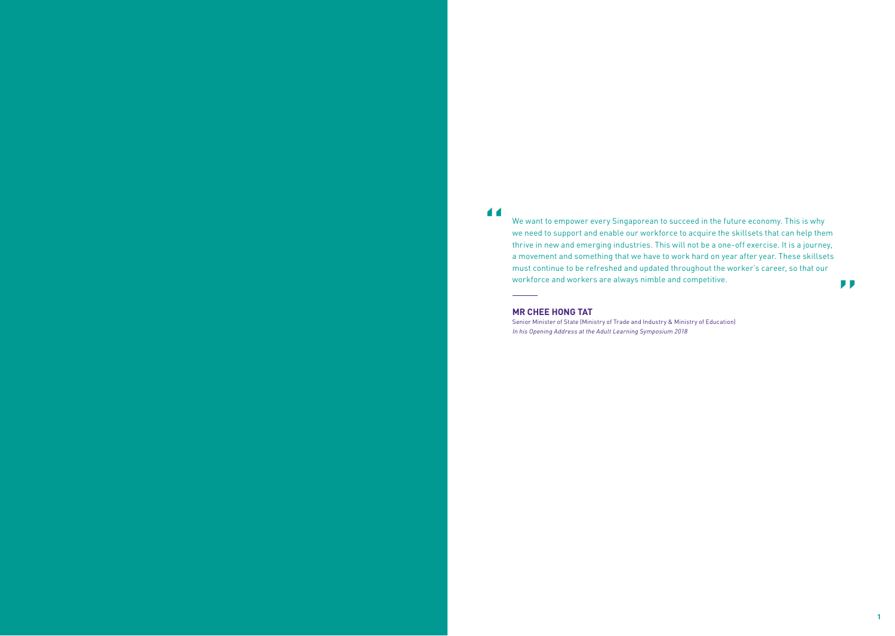> "We want to empower every Singaporean to succeed in the future economy. This is why we need to support and enable our workforce to acquire the skillsets that can help them thrive in new and emerging industries. This will not be a one-off exercise. It is a journey, a movement and something that we have to work hard on year after year. These skillsets must continue to be refreshed and updated throughout the worker's career, so that our workforce and workers are always nimble and competitive."

**MR CHEE HONG TAT**
Senior Minister of State (Ministry of Trade and Industry & Ministry of Education)
*In his Opening Address at the Adult Learning Symposium 2018*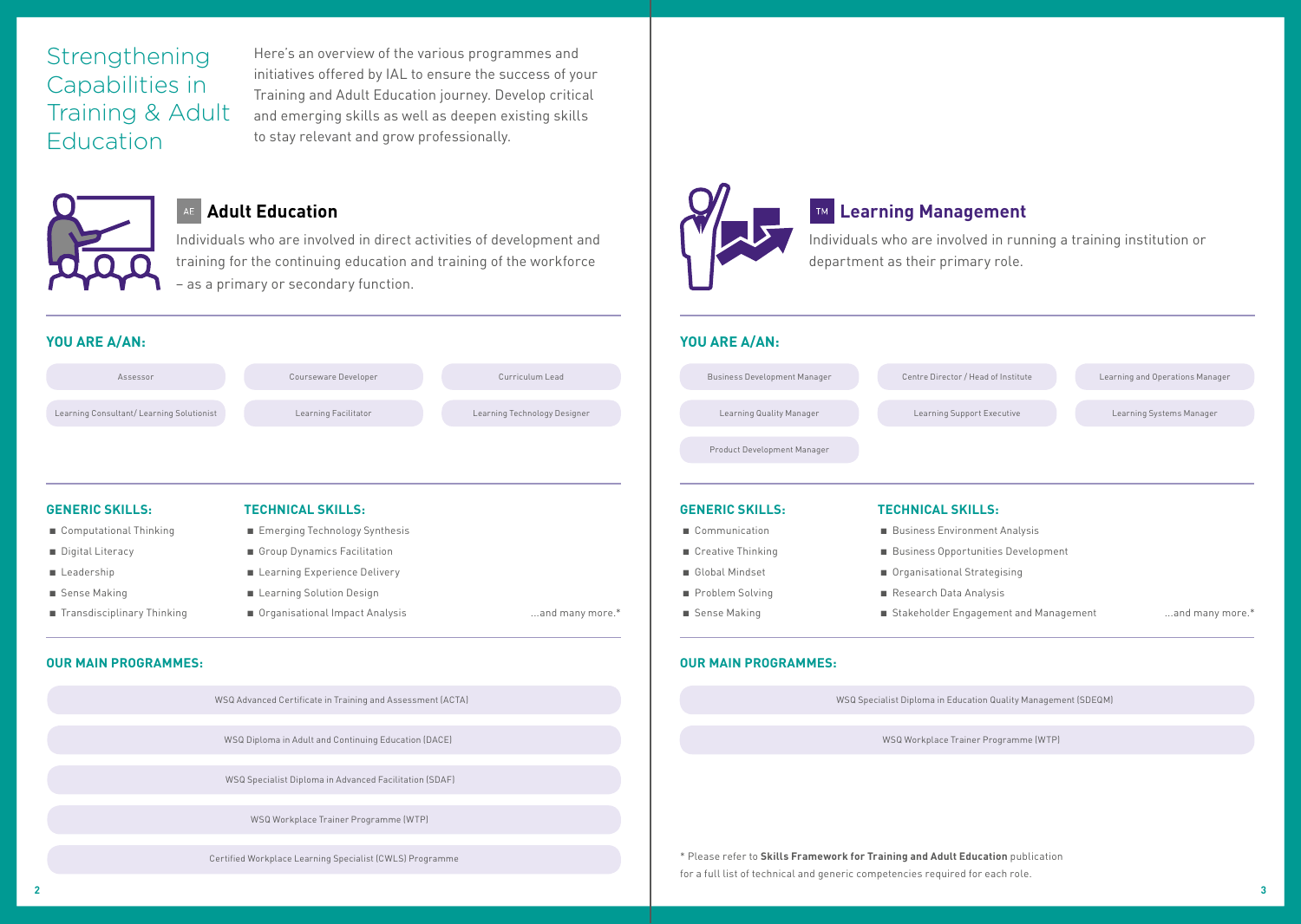# Strengthening Capabilities in Training & Adult Education

Here's an overview of the various programmes and initiatives offered by IAL to ensure the success of your Training and Adult Education journey. Develop critical and emerging skills as well as deepen existing skills to stay relevant and grow professionally.

## AE Adult Education

Individuals who are involved in direct activities of development and training for the continuing education and training of the workforce – as a primary or secondary function.

### YOU ARE A/AN:

- Assessor
- Courseware Developer
- Curriculum Lead
- Learning Consultant/ Learning Solutionist
- Learning Facilitator
- Learning Technology Designer

### GENERIC SKILLS:

- Computational Thinking
- Digital Literacy
- Leadership
- Sense Making
- Transdisciplinary Thinking

### TECHNICAL SKILLS:

- Emerging Technology Synthesis
- Group Dynamics Facilitation
- Learning Experience Delivery
- Learning Solution Design
- Organisational Impact Analysis

...and many more.*

### OUR MAIN PROGRAMMES:

- WSQ Advanced Certificate in Training and Assessment (ACTA)
- WSQ Diploma in Adult and Continuing Education (DACE)
- WSQ Specialist Diploma in Advanced Facilitation (SDAF)
- WSQ Workplace Trainer Programme (WTP)
- Certified Workplace Learning Specialist (CWLS) Programme

## TM Learning Management

Individuals who are involved in running a training institution or department as their primary role.

### YOU ARE A/AN:

- Business Development Manager
- Centre Director / Head of Institute
- Learning and Operations Manager
- Learning Quality Manager
- Learning Support Executive
- Learning Systems Manager
- Product Development Manager

### GENERIC SKILLS:

- Communication
- Creative Thinking
- Global Mindset
- Problem Solving
- Sense Making

### TECHNICAL SKILLS:

- Business Environment Analysis
- Business Opportunities Development
- Organisational Strategising
- Research Data Analysis
- Stakeholder Engagement and Management

...and many more.*

### OUR MAIN PROGRAMMES:

- WSQ Specialist Diploma in Education Quality Management (SDEQM)
- WSQ Workplace Trainer Programme (WTP)

* Please refer to **Skills Framework for Training and Adult Education** publication for a full list of technical and generic competencies required for each role.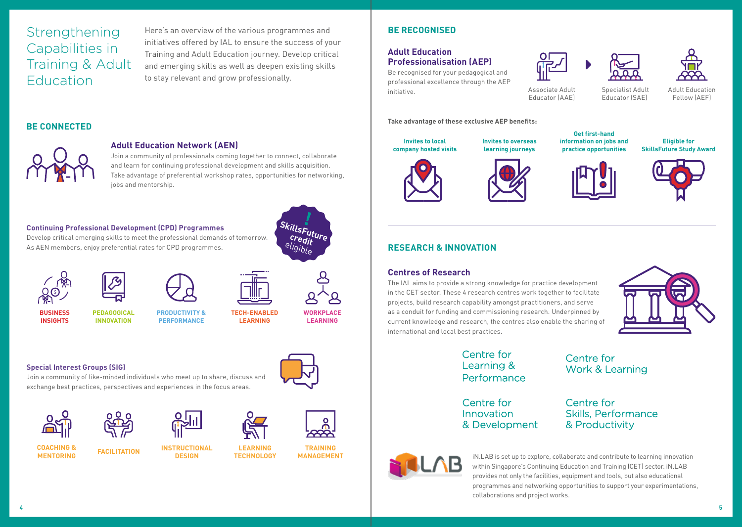# Strengthening Capabilities in Training & Adult Education

Here's an overview of the various programmes and initiatives offered by IAL to ensure the success of your Training and Adult Education journey. Develop critical and emerging skills as well as deepen existing skills to stay relevant and grow professionally.

## BE CONNECTED

### Adult Education Network (AEN)

Join a community of professionals coming together to connect, collaborate and learn for continuing professional development and skills acquisition. Take advantage of preferential workshop rates, opportunities for networking, jobs and mentorship.

### Continuing Professional Development (CPD) Programmes

Develop critical emerging skills to meet the professional demands of tomorrow. As AEN members, enjoy preferential rates for CPD programmes.

SkillsFuture credit eligible

- BUSINESS INSIGHTS
- PEDAGOGICAL INNOVATION
- PRODUCTIVITY & PERFORMANCE
- TECH-ENABLED LEARNING
- WORKPLACE LEARNING

### Special Interest Groups (SIG)

Join a community of like-minded individuals who meet up to share, discuss and exchange best practices, perspectives and experiences in the focus areas.

- COACHING & MENTORING
- FACILITATION
- INSTRUCTIONAL DESIGN
- LEARNING TECHNOLOGY
- TRAINING MANAGEMENT

## BE RECOGNISED

### Adult Education Professionalisation (AEP)

Be recognised for your pedagogical and professional excellence through the AEP initiative.

- Associate Adult Educator (AAE)
- Specialist Adult Educator (SAE)
- Adult Education Fellow (AEF)

**Take advantage of these exclusive AEP benefits:**

- Invites to local company hosted visits
- Invites to overseas learning journeys
- Get first-hand information on jobs and practice opportunities
- Eligible for SkillsFuture Study Award

## RESEARCH & INNOVATION

### Centres of Research

The IAL aims to provide a strong knowledge for practice development in the CET sector. These 4 research centres work together to facilitate projects, build research capability amongst practitioners, and serve as a conduit for funding and commissioning research. Underpinned by current knowledge and research, the centres also enable the sharing of international and local best practices.

- Centre for Learning & Performance
- Centre for Work & Learning
- Centre for Innovation & Development
- Centre for Skills, Performance & Productivity

iN.LAB

iN.LAB is set up to explore, collaborate and contribute to learning innovation within Singapore's Continuing Education and Training (CET) sector. iN.LAB provides not only the facilities, equipment and tools, but also educational programmes and networking opportunities to support your experimentations, collaborations and project works.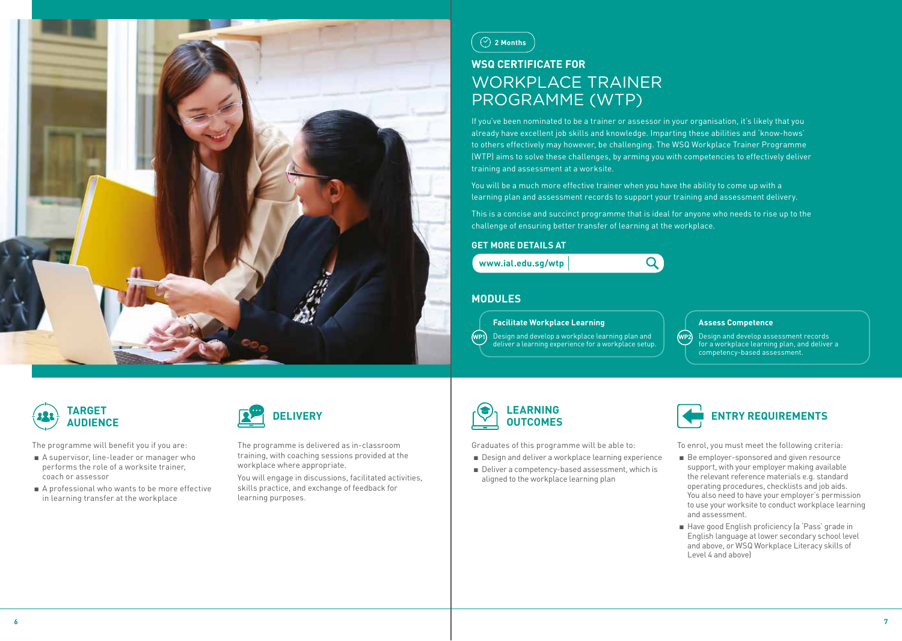2 Months

## WSQ CERTIFICATE FOR WORKPLACE TRAINER PROGRAMME (WTP)

If you've been nominated to be a trainer or assessor in your organisation, it's likely that you already have excellent job skills and knowledge. Imparting these abilities and 'know-hows' to others effectively may however, be challenging. The WSQ Workplace Trainer Programme (WTP) aims to solve these challenges, by arming you with competencies to effectively deliver training and assessment at a worksite.

You will be a much more effective trainer when you have the ability to come up with a learning plan and assessment records to support your training and assessment delivery.

This is a concise and succinct programme that is ideal for anyone who needs to rise up to the challenge of ensuring better transfer of learning at the workplace.

### GET MORE DETAILS AT

www.ial.edu.sg/wtp

### MODULES

**WP1 – Facilitate Workplace Learning**

Design and develop a workplace learning plan and deliver a learning experience for a workplace setup.

**WP2 – Assess Competence**

Design and develop assessment records for a workplace learning plan, and deliver a competency-based assessment.

### TARGET AUDIENCE

The programme will benefit you if you are:

- A supervisor, line-leader or manager who performs the role of a worksite trainer, coach or assessor
- A professional who wants to be more effective in learning transfer at the workplace

### DELIVERY

The programme is delivered as in-classroom training, with coaching sessions provided at the workplace where appropriate.

You will engage in discussions, facilitated activities, skills practice, and exchange of feedback for learning purposes.

### LEARNING OUTCOMES

Graduates of this programme will be able to:

- Design and deliver a workplace learning experience
- Deliver a competency-based assessment, which is aligned to the workplace learning plan

### ENTRY REQUIREMENTS

To enrol, you must meet the following criteria:

- Be employer-sponsored and given resource support, with your employer making available the relevant reference materials e.g. standard operating procedures, checklists and job aids. You also need to have your employer's permission to use your worksite to conduct workplace learning and assessment.
- Have good English proficiency (a 'Pass' grade in English language at lower secondary school level and above, or WSQ Workplace Literacy skills of Level 4 and above)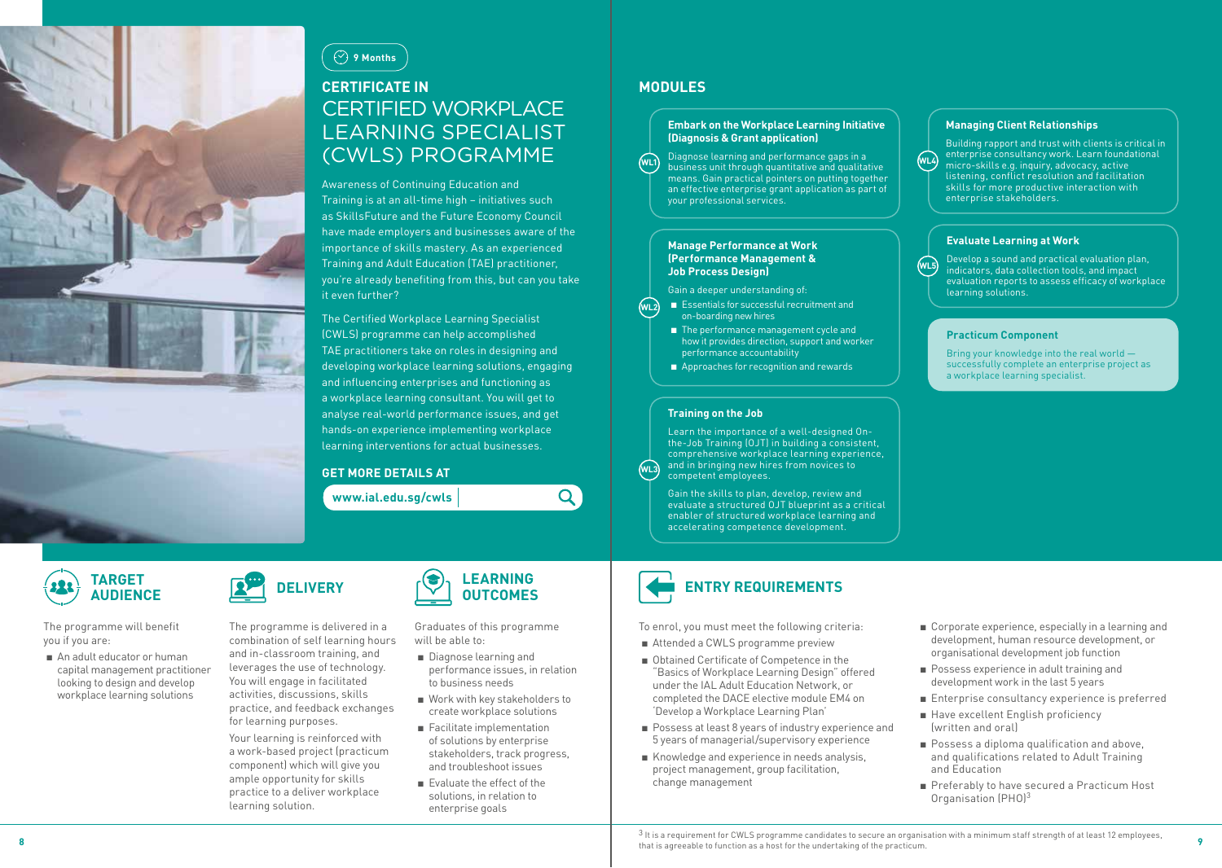9 Months

## CERTIFICATE IN CERTIFIED WORKPLACE LEARNING SPECIALIST (CWLS) PROGRAMME

Awareness of Continuing Education and Training is at an all-time high – initiatives such as SkillsFuture and the Future Economy Council have made employers and businesses aware of the importance of skills mastery. As an experienced Training and Adult Education (TAE) practitioner, you're already benefiting from this, but can you take it even further?

The Certified Workplace Learning Specialist (CWLS) programme can help accomplished TAE practitioners take on roles in designing and developing workplace learning solutions, engaging and influencing enterprises and functioning as a workplace learning consultant. You will get to analyse real-world performance issues, and get hands-on experience implementing workplace learning interventions for actual businesses.

### GET MORE DETAILS AT

www.ial.edu.sg/cwls

## MODULES

### WL1 Embark on the Workplace Learning Initiative (Diagnosis & Grant application)

Diagnose learning and performance gaps in a business unit through quantitative and qualitative means. Gain practical pointers on putting together an effective enterprise grant application as part of your professional services.

### WL2 Manage Performance at Work (Performance Management & Job Process Design)

Gain a deeper understanding of:

- Essentials for successful recruitment and on-boarding new hires
- The performance management cycle and how it provides direction, support and worker performance accountability
- Approaches for recognition and rewards

### WL3 Training on the Job

Learn the importance of a well-designed On-the-Job Training (OJT) in building a consistent, comprehensive workplace learning experience, and in bringing new hires from novices to competent employees.

Gain the skills to plan, develop, review and evaluate a structured OJT blueprint as a critical enabler of structured workplace learning and accelerating competence development.

### WL4 Managing Client Relationships

Building rapport and trust with clients is critical in enterprise consultancy work. Learn foundational micro-skills e.g. inquiry, advocacy, active listening, conflict resolution and facilitation skills for more productive interaction with enterprise stakeholders.

### WL5 Evaluate Learning at Work

Develop a sound and practical evaluation plan, indicators, data collection tools, and impact evaluation reports to assess efficacy of workplace learning solutions.

### Practicum Component

Bring your knowledge into the real world — successfully complete an enterprise project as a workplace learning specialist.

## TARGET AUDIENCE

The programme will benefit you if you are:

- An adult educator or human capital management practitioner looking to design and develop workplace learning solutions

## DELIVERY

The programme is delivered in a combination of self learning hours and in-classroom training, and leverages the use of technology. You will engage in facilitated activities, discussions, skills practice, and feedback exchanges for learning purposes.

Your learning is reinforced with a work-based project (practicum component) which will give you ample opportunity for skills practice to a deliver workplace learning solution.

## LEARNING OUTCOMES

Graduates of this programme will be able to:

- Diagnose learning and performance issues, in relation to business needs
- Work with key stakeholders to create workplace solutions
- Facilitate implementation of solutions by enterprise stakeholders, track progress, and troubleshoot issues
- Evaluate the effect of the solutions, in relation to enterprise goals

## ENTRY REQUIREMENTS

To enrol, you must meet the following criteria:

- Attended a CWLS programme preview
- Obtained Certificate of Competence in the "Basics of Workplace Learning Design" offered under the IAL Adult Education Network, or completed the DACE elective module EM4 on 'Develop a Workplace Learning Plan'
- Possess at least 8 years of industry experience and 5 years of managerial/supervisory experience
- Knowledge and experience in needs analysis, project management, group facilitation, change management
- Corporate experience, especially in a learning and development, human resource development, or organisational development job function
- Possess experience in adult training and development work in the last 5 years
- Enterprise consultancy experience is preferred
- Have excellent English proficiency (written and oral)
- Possess a diploma qualification and above, and qualifications related to Adult Training and Education
- Preferably to have secured a Practicum Host Organisation (PHO)[3]

[3] It is a requirement for CWLS programme candidates to secure an organisation with a minimum staff strength of at least 12 employees, that is agreeable to function as a host for the undertaking of the practicum.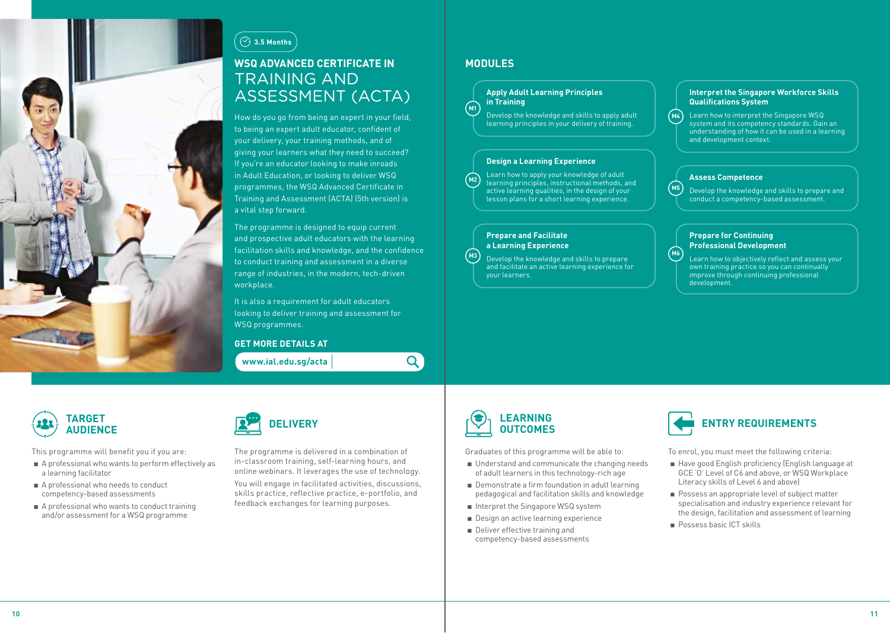3.5 Months

# WSQ ADVANCED CERTIFICATE IN TRAINING AND ASSESSMENT (ACTA)

How do you go from being an expert in your field, to being an expert adult educator, confident of your delivery, your training methods, and of giving your learners what they need to succeed? If you're an educator looking to make inroads in Adult Education, or looking to deliver WSQ programmes, the WSQ Advanced Certificate in Training and Assessment (ACTA) (5th version) is a vital step forward.

The programme is designed to equip current and prospective adult educators with the learning facilitation skills and knowledge, and the confidence to conduct training and assessment in a diverse range of industries, in the modern, tech-driven workplace.

It is also a requirement for adult educators looking to deliver training and assessment for WSQ programmes.

**GET MORE DETAILS AT**

www.ial.edu.sg/acta

## MODULES

**M1 – Apply Adult Learning Principles in Training**

Develop the knowledge and skills to apply adult learning principles in your delivery of training.

**M2 – Design a Learning Experience**

Learn how to apply your knowledge of adult learning principles, instructional methods, and active learning qualities, in the design of your lesson plans for a short learning experience.

**M3 – Prepare and Facilitate a Learning Experience**

Develop the knowledge and skills to prepare and facilitate an active learning experience for your learners.

**M4 – Interpret the Singapore Workforce Skills Qualifications System**

Learn how to interpret the Singapore WSQ system and its competency standards. Gain an understanding of how it can be used in a learning and development context.

**M5 – Assess Competence**

Develop the knowledge and skills to prepare and conduct a competency-based assessment.

**M6 – Prepare for Continuing Professional Development**

Learn how to objectively reflect and assess your own training practice so you can continually improve through continuing professional development.

## TARGET AUDIENCE

This programme will benefit you if you are:

- A professional who wants to perform effectively as a learning facilitator
- A professional who needs to conduct competency-based assessments
- A professional who wants to conduct training and/or assessment for a WSQ programme

## DELIVERY

The programme is delivered in a combination of in-classroom training, self-learning hours, and online webinars. It leverages the use of technology.

You will engage in facilitated activities, discussions, skills practice, reflective practice, e-portfolio, and feedback exchanges for learning purposes.

## LEARNING OUTCOMES

Graduates of this programme will be able to:

- Understand and communicate the changing needs of adult learners in this technology-rich age
- Demonstrate a firm foundation in adult learning pedagogical and facilitation skills and knowledge
- Interpret the Singapore WSQ system
- Design an active learning experience
- Deliver effective training and competency-based assessments

## ENTRY REQUIREMENTS

To enrol, you must meet the following criteria:

- Have good English proficiency (English language at GCE 'O' Level of C6 and above, or WSQ Workplace Literacy skills of Level 6 and above)
- Possess an appropriate level of subject matter specialisation and industry experience relevant for the design, facilitation and assessment of learning
- Possess basic ICT skills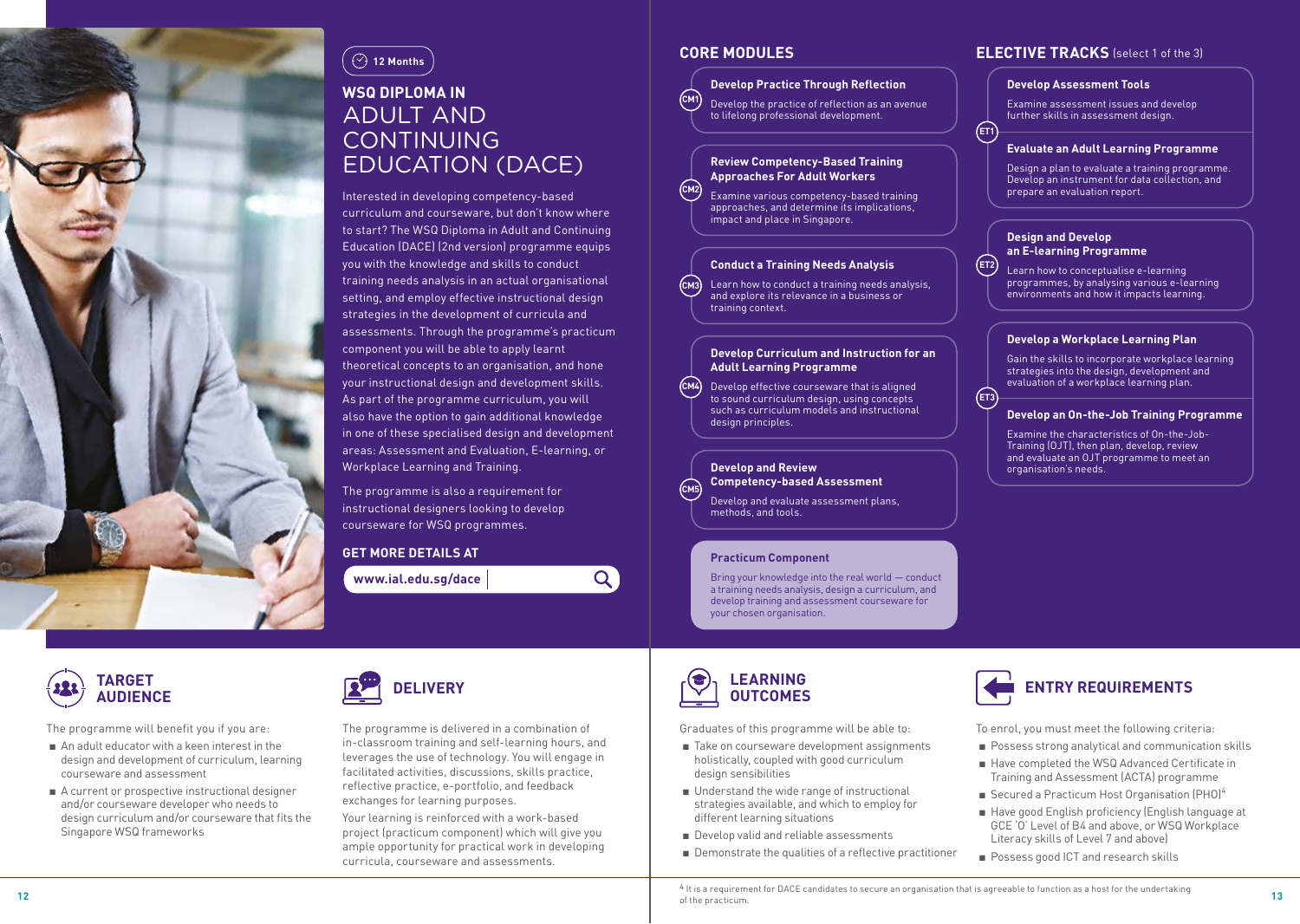12 Months

# WSQ DIPLOMA IN ADULT AND CONTINUING EDUCATION (DACE)

Interested in developing competency-based curriculum and courseware, but don't know where to start? The WSQ Diploma in Adult and Continuing Education (DACE) (2nd version) programme equips you with the knowledge and skills to conduct training needs analysis in an actual organisational setting, and employ effective instructional design strategies in the development of curricula and assessments. Through the programme's practicum component you will be able to apply learnt theoretical concepts to an organisation, and hone your instructional design and development skills. As part of the programme curriculum, you will also have the option to gain additional knowledge in one of these specialised design and development areas: Assessment and Evaluation, E-learning, or Workplace Learning and Training.

The programme is also a requirement for instructional designers looking to develop courseware for WSQ programmes.

## GET MORE DETAILS AT

www.ial.edu.sg/dace

## CORE MODULES

**CM1 – Develop Practice Through Reflection**
Develop the practice of reflection as an avenue to lifelong professional development.

**CM2 – Review Competency-Based Training Approaches For Adult Workers**
Examine various competency-based training approaches, and determine its implications, impact and place in Singapore.

**CM3 – Conduct a Training Needs Analysis**
Learn how to conduct a training needs analysis, and explore its relevance in a business or training context.

**CM4 – Develop Curriculum and Instruction for an Adult Learning Programme**
Develop effective courseware that is aligned to sound curriculum design, using concepts such as curriculum models and instructional design principles.

**CM5 – Develop and Review Competency-based Assessment**
Develop and evaluate assessment plans, methods, and tools.

**Practicum Component**
Bring your knowledge into the real world — conduct a training needs analysis, design a curriculum, and develop training and assessment courseware for your chosen organisation.

## ELECTIVE TRACKS (select 1 of the 3)

**ET1**

**Develop Assessment Tools**
Examine assessment issues and develop further skills in assessment design.

**Evaluate an Adult Learning Programme**
Design a plan to evaluate a training programme. Develop an instrument for data collection, and prepare an evaluation report.

**ET2**

**Design and Develop an E-learning Programme**
Learn how to conceptualise e-learning programmes, by analysing various e-learning environments and how it impacts learning.

**ET3**

**Develop a Workplace Learning Plan**
Gain the skills to incorporate workplace learning strategies into the design, development and evaluation of a workplace learning plan.

**Develop an On-the-Job Training Programme**
Examine the characteristics of On-the-Job-Training (OJT), then plan, develop, review and evaluate an OJT programme to meet an organisation's needs.

## TARGET AUDIENCE

The programme will benefit you if you are:

- An adult educator with a keen interest in the design and development of curriculum, learning courseware and assessment
- A current or prospective instructional designer and/or courseware developer who needs to design curriculum and/or courseware that fits the Singapore WSQ frameworks

## DELIVERY

The programme is delivered in a combination of in-classroom training and self-learning hours, and leverages the use of technology. You will engage in facilitated activities, discussions, skills practice, reflective practice, e-portfolio, and feedback exchanges for learning purposes.

Your learning is reinforced with a work-based project (practicum component) which will give you ample opportunity for practical work in developing curricula, courseware and assessments.

## LEARNING OUTCOMES

Graduates of this programme will be able to:

- Take on courseware development assignments holistically, coupled with good curriculum design sensibilities
- Understand the wide range of instructional strategies available, and which to employ for different learning situations
- Develop valid and reliable assessments
- Demonstrate the qualities of a reflective practitioner

## ENTRY REQUIREMENTS

To enrol, you must meet the following criteria:

- Possess strong analytical and communication skills
- Have completed the WSQ Advanced Certificate in Training and Assessment (ACTA) programme
- Secured a Practicum Host Organisation (PHO)[4]
- Have good English proficiency (English language at GCE 'O' Level of B4 and above, or WSQ Workplace Literacy skills of Level 7 and above)
- Possess good ICT and research skills

[4] It is a requirement for DACE candidates to secure an organisation that is agreeable to function as a host for the undertaking of the practicum.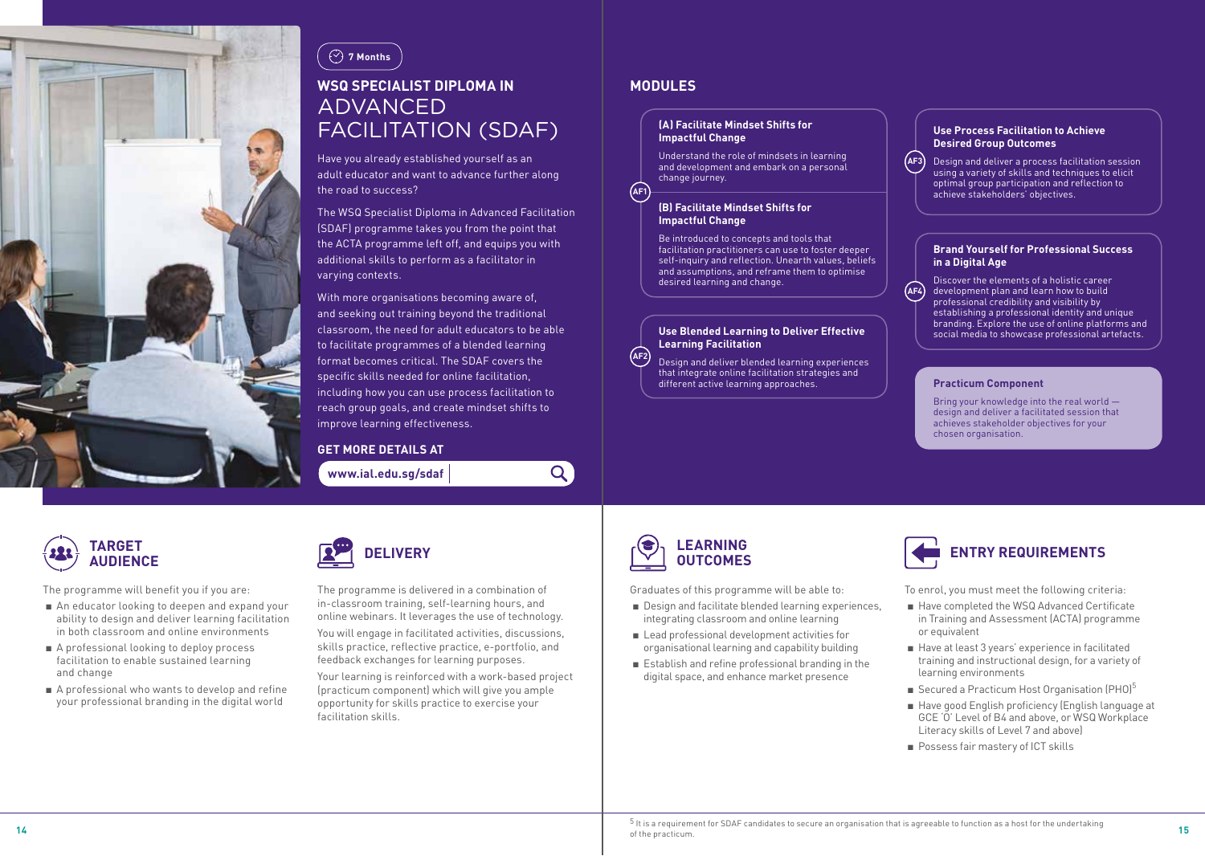7 Months

## WSQ SPECIALIST DIPLOMA IN ADVANCED FACILITATION (SDAF)

Have you already established yourself as an adult educator and want to advance further along the road to success?

The WSQ Specialist Diploma in Advanced Facilitation (SDAF) programme takes you from the point that the ACTA programme left off, and equips you with additional skills to perform as a facilitator in varying contexts.

With more organisations becoming aware of, and seeking out training beyond the traditional classroom, the need for adult educators to be able to facilitate programmes of a blended learning format becomes critical. The SDAF covers the specific skills needed for online facilitation, including how you can use process facilitation to reach group goals, and create mindset shifts to improve learning effectiveness.

### GET MORE DETAILS AT

www.ial.edu.sg/sdaf

## MODULES

**AF1**

**(A) Facilitate Mindset Shifts for Impactful Change**

Understand the role of mindsets in learning and development and embark on a personal change journey.

**(B) Facilitate Mindset Shifts for Impactful Change**

Be introduced to concepts and tools that facilitation practitioners can use to foster deeper self-inquiry and reflection. Unearth values, beliefs and assumptions, and reframe them to optimise desired learning and change.

**AF2**

**Use Blended Learning to Deliver Effective Learning Facilitation**

Design and deliver blended learning experiences that integrate online facilitation strategies and different active learning approaches.

**AF3**

**Use Process Facilitation to Achieve Desired Group Outcomes**

Design and deliver a process facilitation session using a variety of skills and techniques to elicit optimal group participation and reflection to achieve stakeholders' objectives.

**AF4**

**Brand Yourself for Professional Success in a Digital Age**

Discover the elements of a holistic career development plan and learn how to build professional credibility and visibility by establishing a professional identity and unique branding. Explore the use of online platforms and social media to showcase professional artefacts.

**Practicum Component**

Bring your knowledge into the real world — design and deliver a facilitated session that achieves stakeholder objectives for your chosen organisation.

## TARGET AUDIENCE

The programme will benefit you if you are:

- An educator looking to deepen and expand your ability to design and deliver learning facilitation in both classroom and online environments
- A professional looking to deploy process facilitation to enable sustained learning and change
- A professional who wants to develop and refine your professional branding in the digital world

## DELIVERY

The programme is delivered in a combination of in-classroom training, self-learning hours, and online webinars. It leverages the use of technology.

You will engage in facilitated activities, discussions, skills practice, reflective practice, e-portfolio, and feedback exchanges for learning purposes.

Your learning is reinforced with a work-based project (practicum component) which will give you ample opportunity for skills practice to exercise your facilitation skills.

## LEARNING OUTCOMES

Graduates of this programme will be able to:

- Design and facilitate blended learning experiences, integrating classroom and online learning
- Lead professional development activities for organisational learning and capability building
- Establish and refine professional branding in the digital space, and enhance market presence

## ENTRY REQUIREMENTS

To enrol, you must meet the following criteria:

- Have completed the WSQ Advanced Certificate in Training and Assessment (ACTA) programme or equivalent
- Have at least 3 years' experience in facilitated training and instructional design, for a variety of learning environments
- Secured a Practicum Host Organisation (PHO)[5]
- Have good English proficiency (English language at GCE 'O' Level of B4 and above, or WSQ Workplace Literacy skills of Level 7 and above)
- Possess fair mastery of ICT skills

[5] It is a requirement for SDAF candidates to secure an organisation that is agreeable to function as a host for the undertaking of the practicum.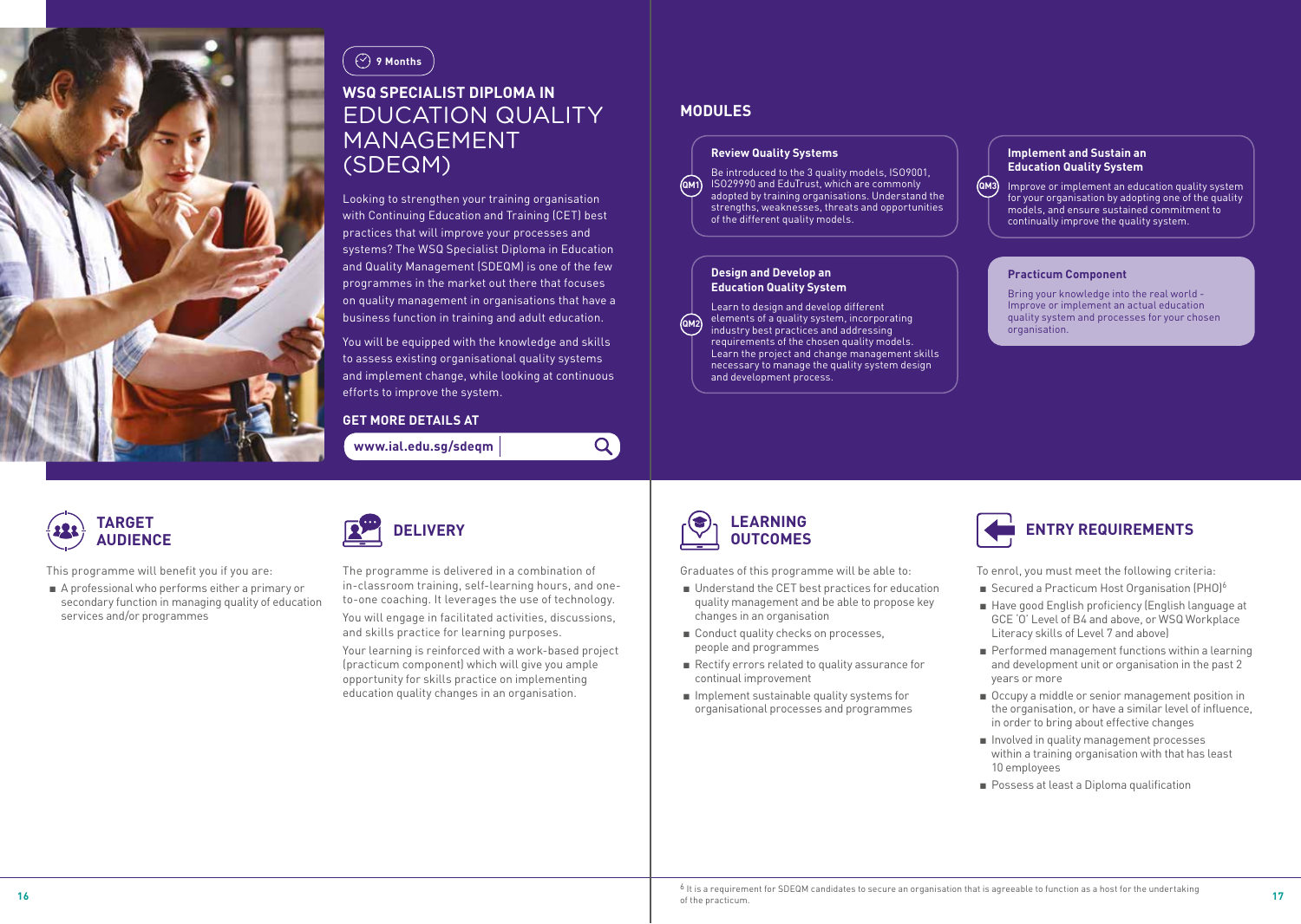9 Months

# WSQ SPECIALIST DIPLOMA IN EDUCATION QUALITY MANAGEMENT (SDEQM)

Looking to strengthen your training organisation with Continuing Education and Training (CET) best practices that will improve your processes and systems? The WSQ Specialist Diploma in Education and Quality Management (SDEQM) is one of the few programmes in the market out there that focuses on quality management in organisations that have a business function in training and adult education.

You will be equipped with the knowledge and skills to assess existing organisational quality systems and implement change, while looking at continuous efforts to improve the system.

**GET MORE DETAILS AT**

www.ial.edu.sg/sdeqm

## MODULES

**QM1 – Review Quality Systems**

Be introduced to the 3 quality models, ISO9001, ISO29990 and EduTrust, which are commonly adopted by training organisations. Understand the strengths, weaknesses, threats and opportunities of the different quality models.

**QM2 – Design and Develop an Education Quality System**

Learn to design and develop different elements of a quality system, incorporating industry best practices and addressing requirements of the chosen quality models. Learn the project and change management skills necessary to manage the quality system design and development process.

**QM3 – Implement and Sustain an Education Quality System**

Improve or implement an education quality system for your organisation by adopting one of the quality models, and ensure sustained commitment to continually improve the quality system.

**Practicum Component**

Bring your knowledge into the real world - Improve or implement an actual education quality system and processes for your chosen organisation.

## TARGET AUDIENCE

This programme will benefit you if you are:

- A professional who performs either a primary or secondary function in managing quality of education services and/or programmes

## DELIVERY

The programme is delivered in a combination of in-classroom training, self-learning hours, and one-to-one coaching. It leverages the use of technology.

You will engage in facilitated activities, discussions, and skills practice for learning purposes.

Your learning is reinforced with a work-based project (practicum component) which will give you ample opportunity for skills practice on implementing education quality changes in an organisation.

## LEARNING OUTCOMES

Graduates of this programme will be able to:

- Understand the CET best practices for education quality management and be able to propose key changes in an organisation
- Conduct quality checks on processes, people and programmes
- Rectify errors related to quality assurance for continual improvement
- Implement sustainable quality systems for organisational processes and programmes

## ENTRY REQUIREMENTS

To enrol, you must meet the following criteria:

- Secured a Practicum Host Organisation (PHO)[6]
- Have good English proficiency (English language at GCE 'O' Level of B4 and above, or WSQ Workplace Literacy skills of Level 7 and above)
- Performed management functions within a learning and development unit or organisation in the past 2 years or more
- Occupy a middle or senior management position in the organisation, or have a similar level of influence, in order to bring about effective changes
- Involved in quality management processes within a training organisation with that has least 10 employees
- Possess at least a Diploma qualification

[6] It is a requirement for SDEQM candidates to secure an organisation that is agreeable to function as a host for the undertaking of the practicum.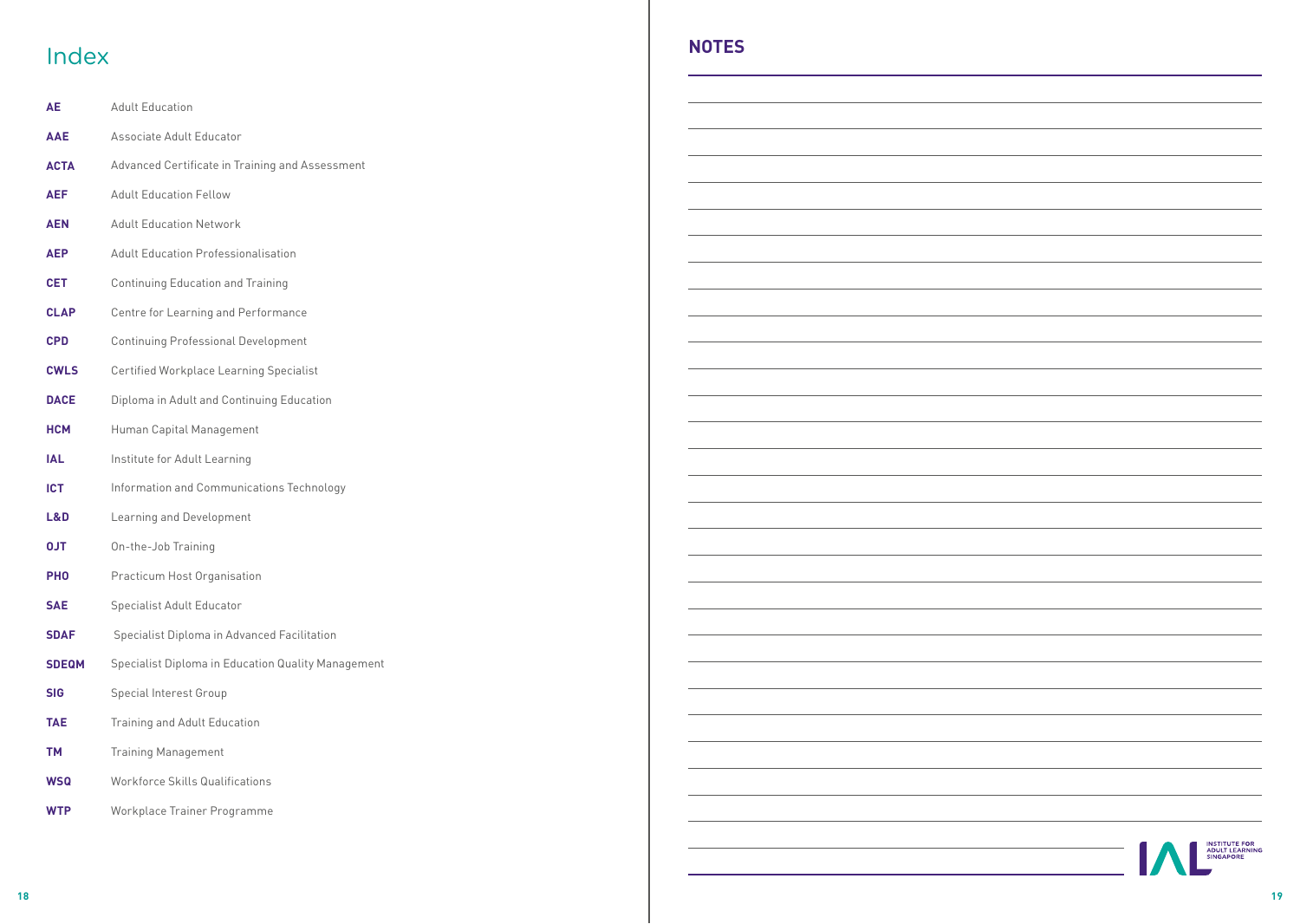# Index

| | |
|---|---|
| **AE** | Adult Education |
| **AAE** | Associate Adult Educator |
| **ACTA** | Advanced Certificate in Training and Assessment |
| **AEF** | Adult Education Fellow |
| **AEN** | Adult Education Network |
| **AEP** | Adult Education Professionalisation |
| **CET** | Continuing Education and Training |
| **CLAP** | Centre for Learning and Performance |
| **CPD** | Continuing Professional Development |
| **CWLS** | Certified Workplace Learning Specialist |
| **DACE** | Diploma in Adult and Continuing Education |
| **HCM** | Human Capital Management |
| **IAL** | Institute for Adult Learning |
| **ICT** | Information and Communications Technology |
| **L&D** | Learning and Development |
| **OJT** | On-the-Job Training |
| **PHO** | Practicum Host Organisation |
| **SAE** | Specialist Adult Educator |
| **SDAF** | Specialist Diploma in Advanced Facilitation |
| **SDEQM** | Specialist Diploma in Education Quality Management |
| **SIG** | Special Interest Group |
| **TAE** | Training and Adult Education |
| **TM** | Training Management |
| **WSQ** | Workforce Skills Qualifications |
| **WTP** | Workplace Trainer Programme |

## NOTES

IAL INSTITUTE FOR ADULT LEARNING SINGAPORE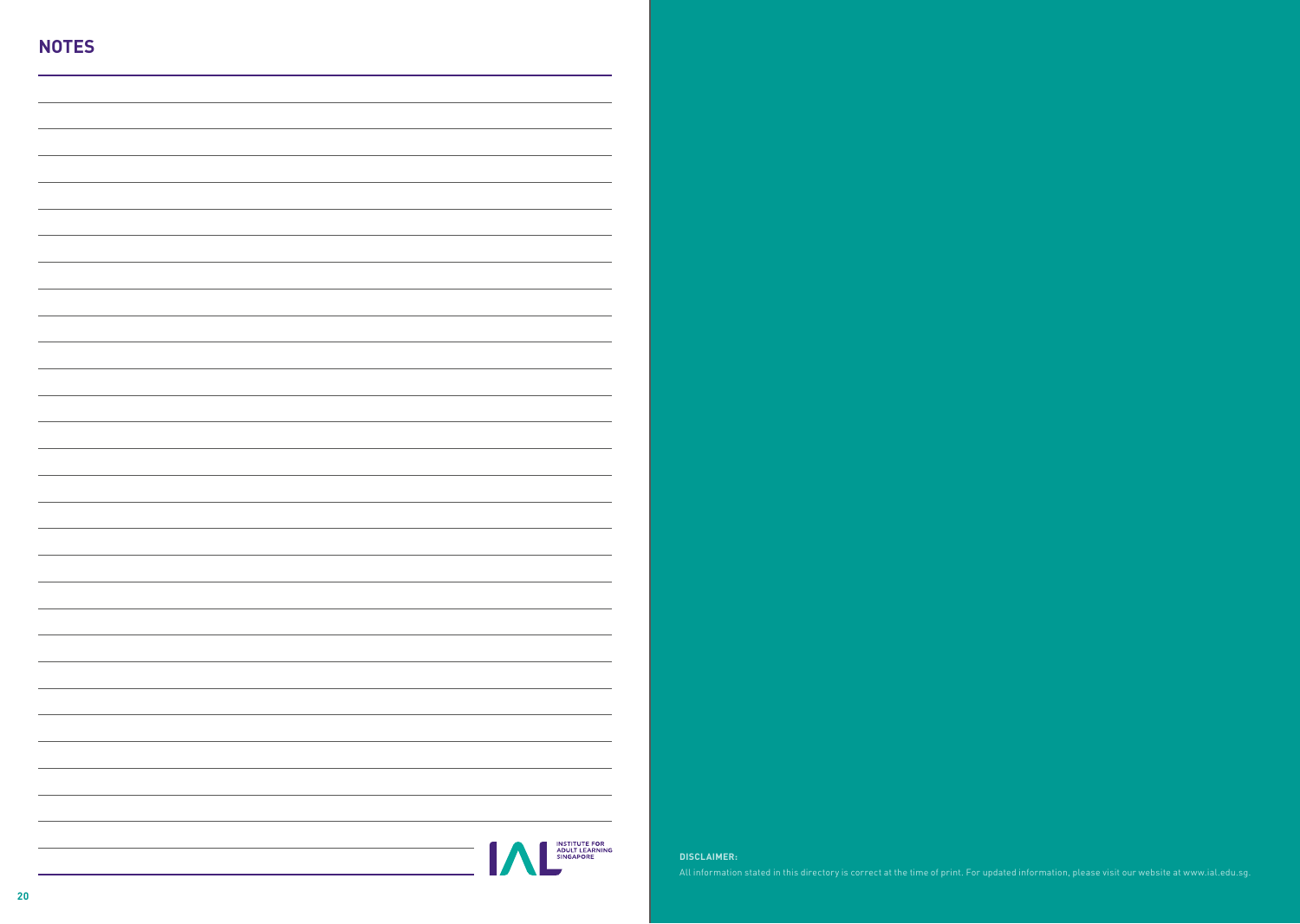## NOTES

INSTITUTE FOR ADULT LEARNING SINGAPORE

**DISCLAIMER:**

All information stated in this directory is correct at the time of print. For updated information, please visit our website at www.ial.edu.sg.